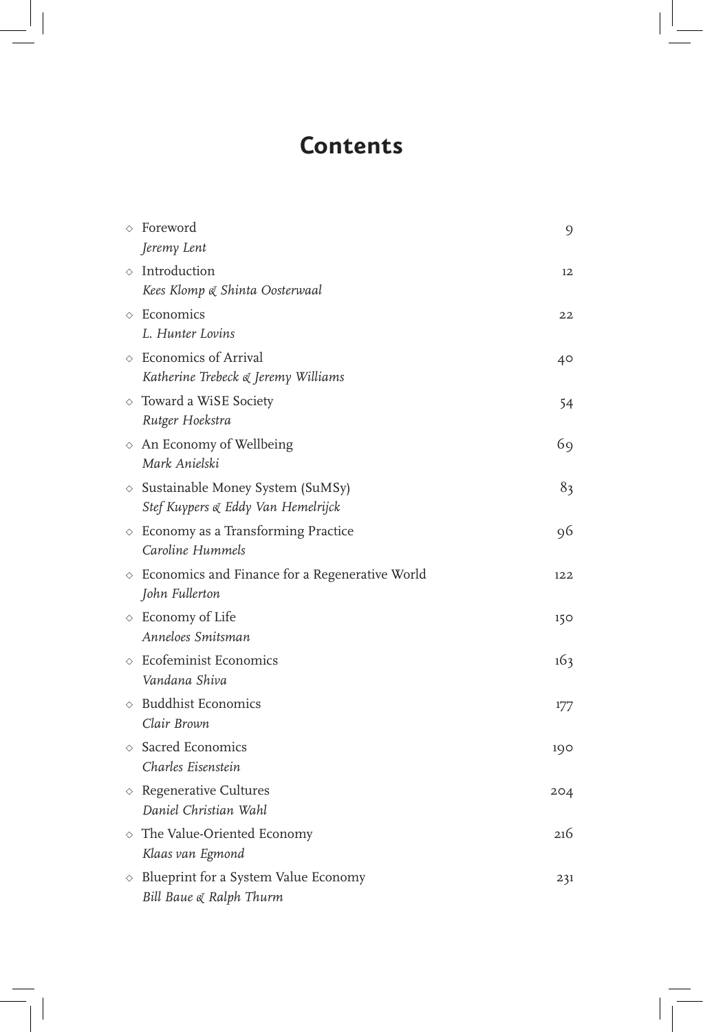# Contents

- Foreword — 9
  *Jeremy Lent*
- Introduction — 12
  *Kees Klomp & Shinta Oosterwaal*
- Economics — 22
  *L. Hunter Lovins*
- Economics of Arrival — 40
  *Katherine Trebeck & Jeremy Williams*
- Toward a WiSE Society — 54
  *Rutger Hoekstra*
- An Economy of Wellbeing — 69
  *Mark Anielski*
- Sustainable Money System (SuMSy) — 83
  *Stef Kuypers & Eddy Van Hemelrijck*
- Economy as a Transforming Practice — 96
  *Caroline Hummels*
- Economics and Finance for a Regenerative World — 122
  *John Fullerton*
- Economy of Life — 150
  *Anneloes Smitsman*
- Ecofeminist Economics — 163
  *Vandana Shiva*
- Buddhist Economics — 177
  *Clair Brown*
- Sacred Economics — 190
  *Charles Eisenstein*
- Regenerative Cultures — 204
  *Daniel Christian Wahl*
- The Value-Oriented Economy — 216
  *Klaas van Egmond*
- Blueprint for a System Value Economy — 231
  *Bill Baue & Ralph Thurm*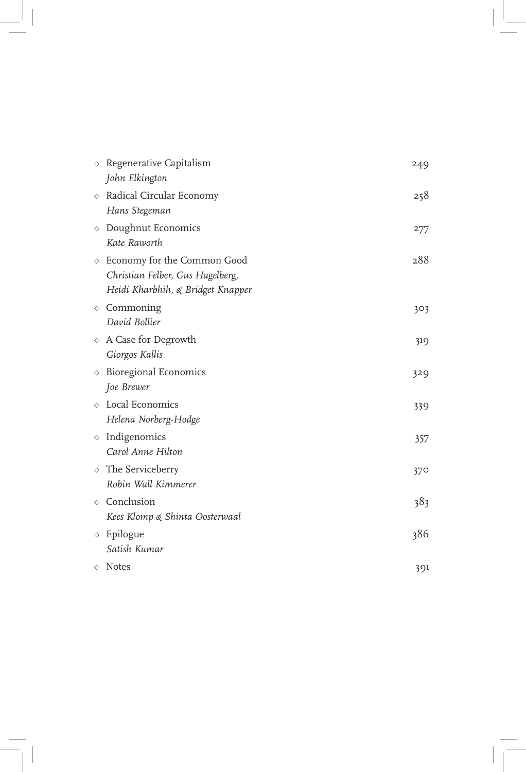- Regenerative Capitalism — 249
  *John Elkington*
- Radical Circular Economy — 258
  *Hans Stegeman*
- Doughnut Economics — 277
  *Kate Raworth*
- Economy for the Common Good — 288
  *Christian Felber, Gus Hagelberg, Heidi Kharbhih, & Bridget Knapper*
- Commoning — 303
  *David Bollier*
- A Case for Degrowth — 319
  *Giorgos Kallis*
- Bioregional Economics — 329
  *Joe Brewer*
- Local Economics — 339
  *Helena Norberg-Hodge*
- Indigenomics — 357
  *Carol Anne Hilton*
- The Serviceberry — 370
  *Robin Wall Kimmerer*
- Conclusion — 383
  *Kees Klomp & Shinta Oosterwaal*
- Epilogue — 386
  *Satish Kumar*
- Notes — 391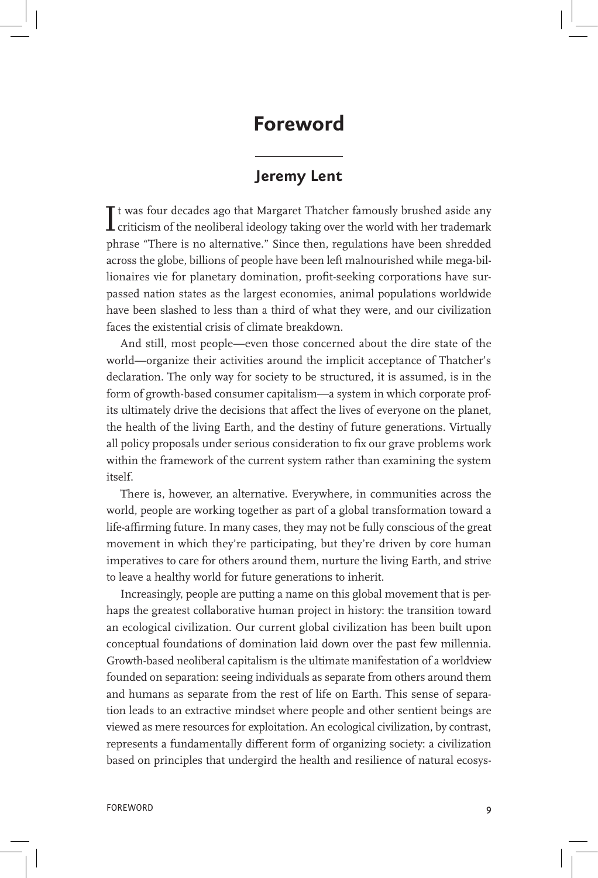# Foreword

## Jeremy Lent

It was four decades ago that Margaret Thatcher famously brushed aside any criticism of the neoliberal ideology taking over the world with her trademark phrase "There is no alternative." Since then, regulations have been shredded across the globe, billions of people have been left malnourished while mega-billionaires vie for planetary domination, profit-seeking corporations have surpassed nation states as the largest economies, animal populations worldwide have been slashed to less than a third of what they were, and our civilization faces the existential crisis of climate breakdown.

And still, most people—even those concerned about the dire state of the world—organize their activities around the implicit acceptance of Thatcher's declaration. The only way for society to be structured, it is assumed, is in the form of growth-based consumer capitalism—a system in which corporate profits ultimately drive the decisions that affect the lives of everyone on the planet, the health of the living Earth, and the destiny of future generations. Virtually all policy proposals under serious consideration to fix our grave problems work within the framework of the current system rather than examining the system itself.

There is, however, an alternative. Everywhere, in communities across the world, people are working together as part of a global transformation toward a life-affirming future. In many cases, they may not be fully conscious of the great movement in which they're participating, but they're driven by core human imperatives to care for others around them, nurture the living Earth, and strive to leave a healthy world for future generations to inherit.

Increasingly, people are putting a name on this global movement that is perhaps the greatest collaborative human project in history: the transition toward an ecological civilization. Our current global civilization has been built upon conceptual foundations of domination laid down over the past few millennia. Growth-based neoliberal capitalism is the ultimate manifestation of a worldview founded on separation: seeing individuals as separate from others around them and humans as separate from the rest of life on Earth. This sense of separation leads to an extractive mindset where people and other sentient beings are viewed as mere resources for exploitation. An ecological civilization, by contrast, represents a fundamentally different form of organizing society: a civilization based on principles that undergird the health and resilience of natural ecosys-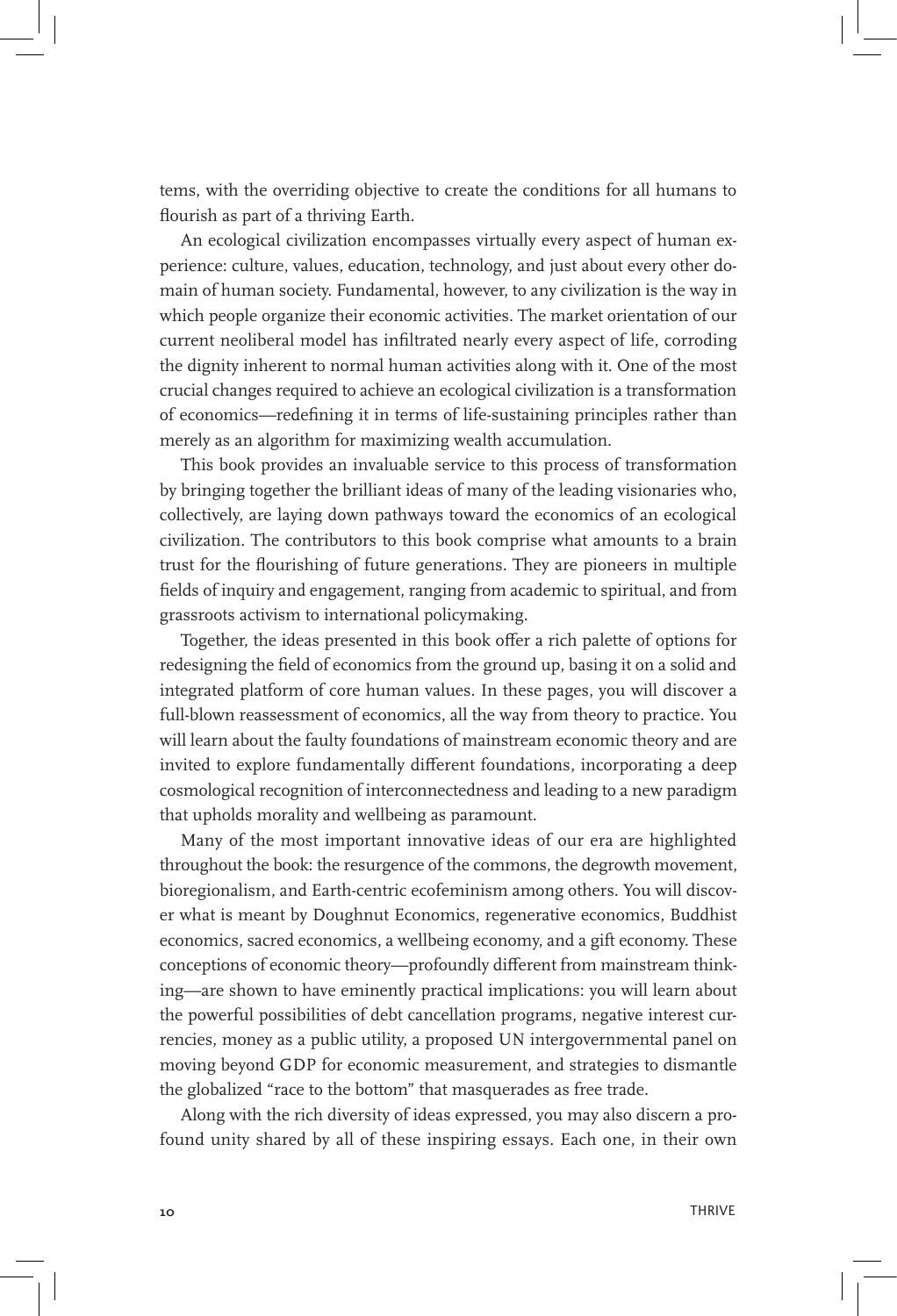tems, with the overriding objective to create the conditions for all humans to flourish as part of a thriving Earth.

An ecological civilization encompasses virtually every aspect of human experience: culture, values, education, technology, and just about every other domain of human society. Fundamental, however, to any civilization is the way in which people organize their economic activities. The market orientation of our current neoliberal model has infiltrated nearly every aspect of life, corroding the dignity inherent to normal human activities along with it. One of the most crucial changes required to achieve an ecological civilization is a transformation of economics—redefining it in terms of life-sustaining principles rather than merely as an algorithm for maximizing wealth accumulation.

This book provides an invaluable service to this process of transformation by bringing together the brilliant ideas of many of the leading visionaries who, collectively, are laying down pathways toward the economics of an ecological civilization. The contributors to this book comprise what amounts to a brain trust for the flourishing of future generations. They are pioneers in multiple fields of inquiry and engagement, ranging from academic to spiritual, and from grassroots activism to international policymaking.

Together, the ideas presented in this book offer a rich palette of options for redesigning the field of economics from the ground up, basing it on a solid and integrated platform of core human values. In these pages, you will discover a full-blown reassessment of economics, all the way from theory to practice. You will learn about the faulty foundations of mainstream economic theory and are invited to explore fundamentally different foundations, incorporating a deep cosmological recognition of interconnectedness and leading to a new paradigm that upholds morality and wellbeing as paramount.

Many of the most important innovative ideas of our era are highlighted throughout the book: the resurgence of the commons, the degrowth movement, bioregionalism, and Earth-centric ecofeminism among others. You will discover what is meant by Doughnut Economics, regenerative economics, Buddhist economics, sacred economics, a wellbeing economy, and a gift economy. These conceptions of economic theory—profoundly different from mainstream thinking—are shown to have eminently practical implications: you will learn about the powerful possibilities of debt cancellation programs, negative interest currencies, money as a public utility, a proposed UN intergovernmental panel on moving beyond GDP for economic measurement, and strategies to dismantle the globalized "race to the bottom" that masquerades as free trade.

Along with the rich diversity of ideas expressed, you may also discern a profound unity shared by all of these inspiring essays. Each one, in their own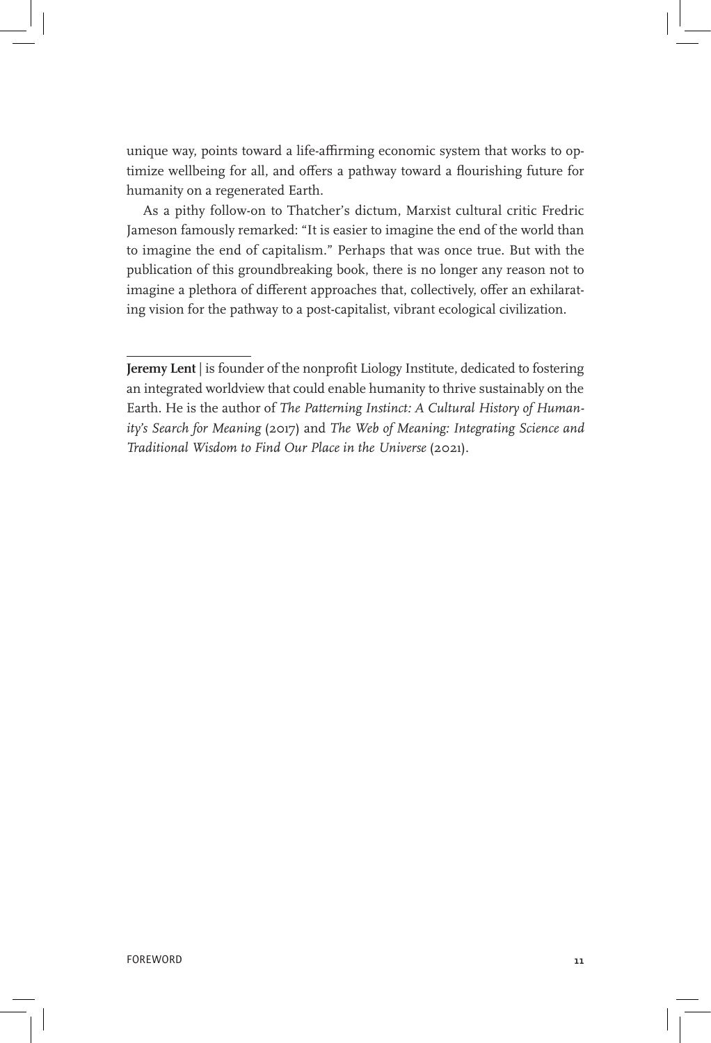unique way, points toward a life-affirming economic system that works to optimize wellbeing for all, and offers a pathway toward a flourishing future for humanity on a regenerated Earth.

As a pithy follow-on to Thatcher's dictum, Marxist cultural critic Fredric Jameson famously remarked: "It is easier to imagine the end of the world than to imagine the end of capitalism." Perhaps that was once true. But with the publication of this groundbreaking book, there is no longer any reason not to imagine a plethora of different approaches that, collectively, offer an exhilarating vision for the pathway to a post-capitalist, vibrant ecological civilization.

---

**Jeremy Lent** | is founder of the nonprofit Liology Institute, dedicated to fostering an integrated worldview that could enable humanity to thrive sustainably on the Earth. He is the author of *The Patterning Instinct: A Cultural History of Humanity's Search for Meaning* (2017) and *The Web of Meaning: Integrating Science and Traditional Wisdom to Find Our Place in the Universe* (2021).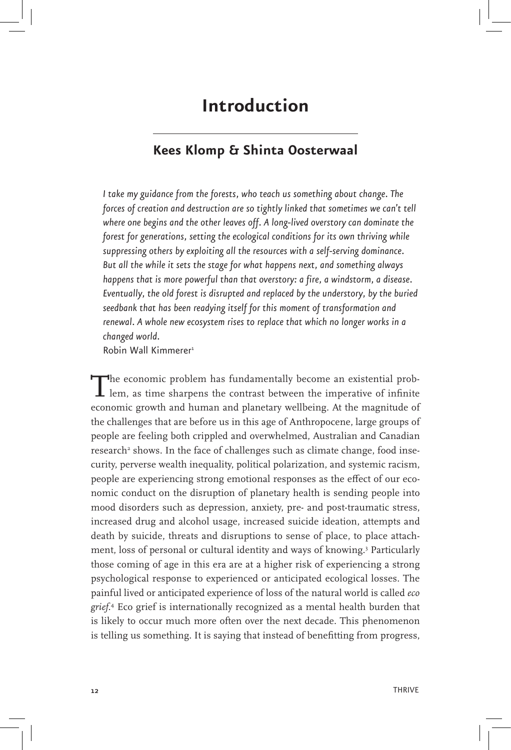# Introduction

## Kees Klomp & Shinta Oosterwaal

*I take my guidance from the forests, who teach us something about change. The forces of creation and destruction are so tightly linked that sometimes we can't tell where one begins and the other leaves off. A long-lived overstory can dominate the forest for generations, setting the ecological conditions for its own thriving while suppressing others by exploiting all the resources with a self-serving dominance. But all the while it sets the stage for what happens next, and something always happens that is more powerful than that overstory: a fire, a windstorm, a disease. Eventually, the old forest is disrupted and replaced by the understory, by the buried seedbank that has been readying itself for this moment of transformation and renewal. A whole new ecosystem rises to replace that which no longer works in a changed world.*
Robin Wall Kimmerer[1]

The economic problem has fundamentally become an existential problem, as time sharpens the contrast between the imperative of infinite economic growth and human and planetary wellbeing. At the magnitude of the challenges that are before us in this age of Anthropocene, large groups of people are feeling both crippled and overwhelmed, Australian and Canadian research[2] shows. In the face of challenges such as climate change, food insecurity, perverse wealth inequality, political polarization, and systemic racism, people are experiencing strong emotional responses as the effect of our economic conduct on the disruption of planetary health is sending people into mood disorders such as depression, anxiety, pre- and post-traumatic stress, increased drug and alcohol usage, increased suicide ideation, attempts and death by suicide, threats and disruptions to sense of place, to place attachment, loss of personal or cultural identity and ways of knowing.[3] Particularly those coming of age in this era are at a higher risk of experiencing a strong psychological response to experienced or anticipated ecological losses. The painful lived or anticipated experience of loss of the natural world is called *eco grief*.[4] Eco grief is internationally recognized as a mental health burden that is likely to occur much more often over the next decade. This phenomenon is telling us something. It is saying that instead of benefitting from progress,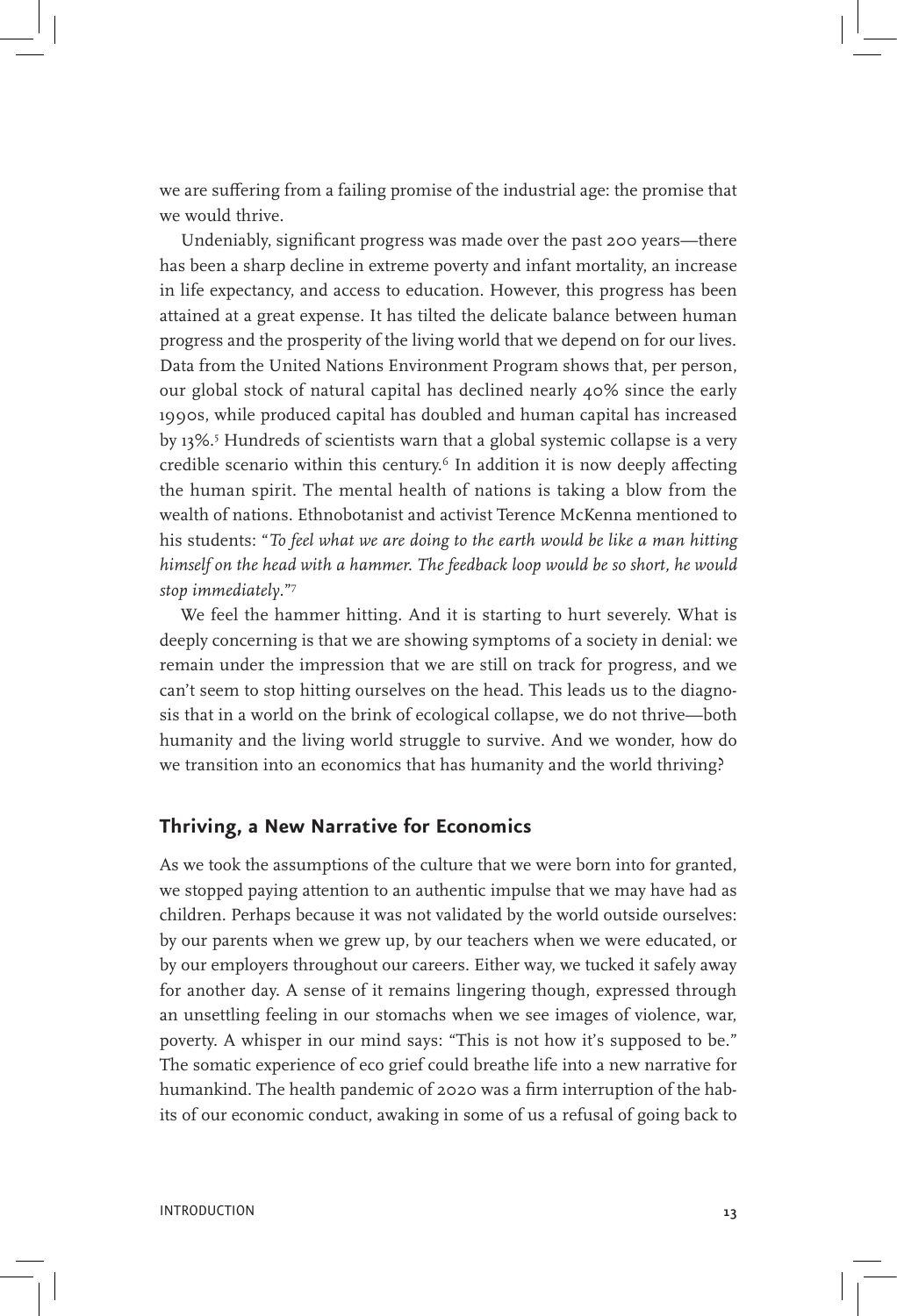we are suffering from a failing promise of the industrial age: the promise that we would thrive.

Undeniably, significant progress was made over the past 200 years—there has been a sharp decline in extreme poverty and infant mortality, an increase in life expectancy, and access to education. However, this progress has been attained at a great expense. It has tilted the delicate balance between human progress and the prosperity of the living world that we depend on for our lives. Data from the United Nations Environment Program shows that, per person, our global stock of natural capital has declined nearly 40% since the early 1990s, while produced capital has doubled and human capital has increased by 13%.[5] Hundreds of scientists warn that a global systemic collapse is a very credible scenario within this century.[6] In addition it is now deeply affecting the human spirit. The mental health of nations is taking a blow from the wealth of nations. Ethnobotanist and activist Terence McKenna mentioned to his students: "*To feel what we are doing to the earth would be like a man hitting himself on the head with a hammer. The feedback loop would be so short, he would stop immediately*."[7]

We feel the hammer hitting. And it is starting to hurt severely. What is deeply concerning is that we are showing symptoms of a society in denial: we remain under the impression that we are still on track for progress, and we can't seem to stop hitting ourselves on the head. This leads us to the diagnosis that in a world on the brink of ecological collapse, we do not thrive—both humanity and the living world struggle to survive. And we wonder, how do we transition into an economics that has humanity and the world thriving?

## Thriving, a New Narrative for Economics

As we took the assumptions of the culture that we were born into for granted, we stopped paying attention to an authentic impulse that we may have had as children. Perhaps because it was not validated by the world outside ourselves: by our parents when we grew up, by our teachers when we were educated, or by our employers throughout our careers. Either way, we tucked it safely away for another day. A sense of it remains lingering though, expressed through an unsettling feeling in our stomachs when we see images of violence, war, poverty. A whisper in our mind says: "This is not how it's supposed to be." The somatic experience of eco grief could breathe life into a new narrative for humankind. The health pandemic of 2020 was a firm interruption of the habits of our economic conduct, awaking in some of us a refusal of going back to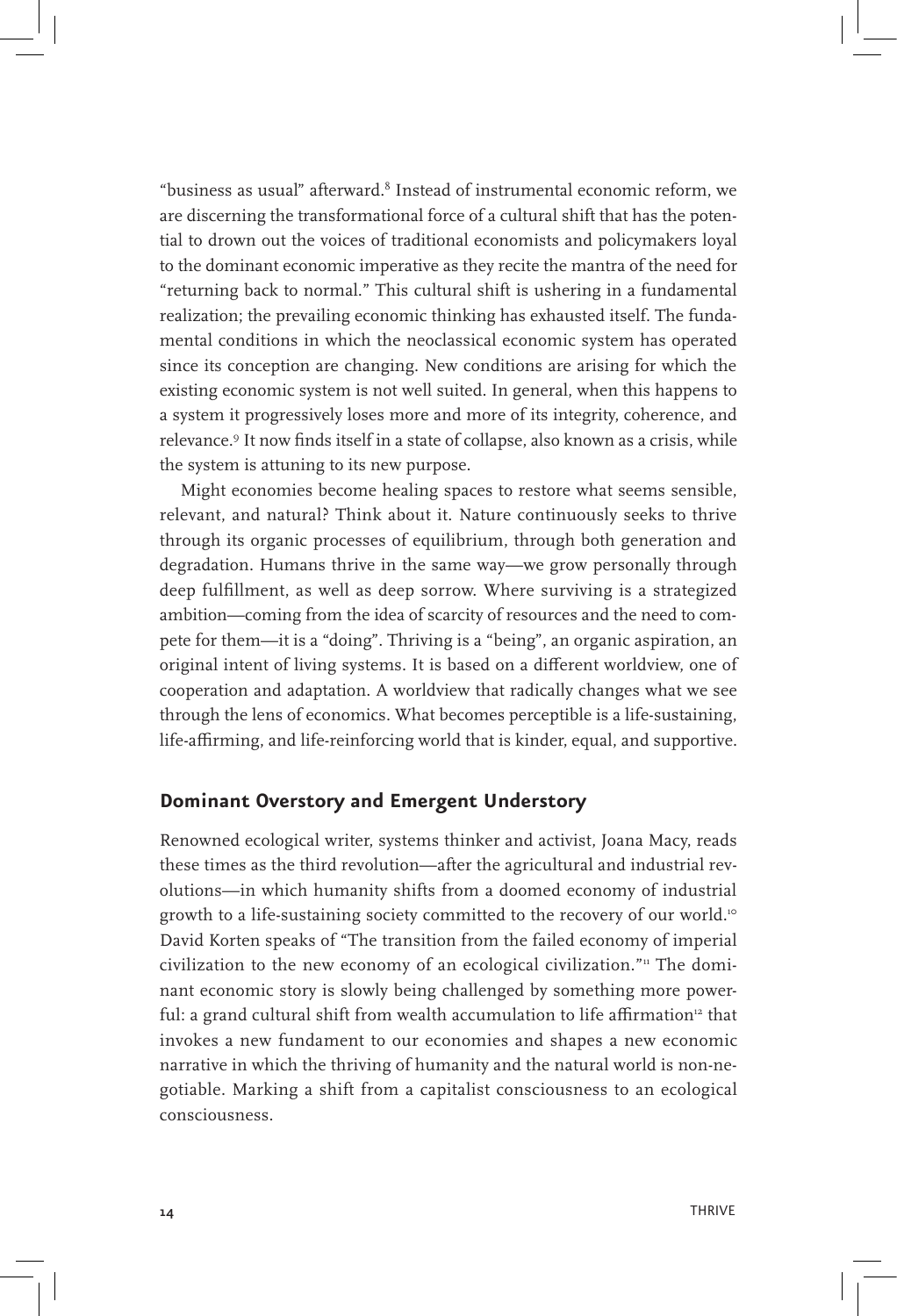"business as usual" afterward.[8] Instead of instrumental economic reform, we are discerning the transformational force of a cultural shift that has the potential to drown out the voices of traditional economists and policymakers loyal to the dominant economic imperative as they recite the mantra of the need for "returning back to normal." This cultural shift is ushering in a fundamental realization; the prevailing economic thinking has exhausted itself. The fundamental conditions in which the neoclassical economic system has operated since its conception are changing. New conditions are arising for which the existing economic system is not well suited. In general, when this happens to a system it progressively loses more and more of its integrity, coherence, and relevance.[9] It now finds itself in a state of collapse, also known as a crisis, while the system is attuning to its new purpose.

Might economies become healing spaces to restore what seems sensible, relevant, and natural? Think about it. Nature continuously seeks to thrive through its organic processes of equilibrium, through both generation and degradation. Humans thrive in the same way—we grow personally through deep fulfillment, as well as deep sorrow. Where surviving is a strategized ambition—coming from the idea of scarcity of resources and the need to compete for them—it is a "doing". Thriving is a "being", an organic aspiration, an original intent of living systems. It is based on a different worldview, one of cooperation and adaptation. A worldview that radically changes what we see through the lens of economics. What becomes perceptible is a life-sustaining, life-affirming, and life-reinforcing world that is kinder, equal, and supportive.

## Dominant Overstory and Emergent Understory

Renowned ecological writer, systems thinker and activist, Joana Macy, reads these times as the third revolution—after the agricultural and industrial revolutions—in which humanity shifts from a doomed economy of industrial growth to a life-sustaining society committed to the recovery of our world.[10] David Korten speaks of "The transition from the failed economy of imperial civilization to the new economy of an ecological civilization."[11] The dominant economic story is slowly being challenged by something more powerful: a grand cultural shift from wealth accumulation to life affirmation[12] that invokes a new fundament to our economies and shapes a new economic narrative in which the thriving of humanity and the natural world is non-negotiable. Marking a shift from a capitalist consciousness to an ecological consciousness.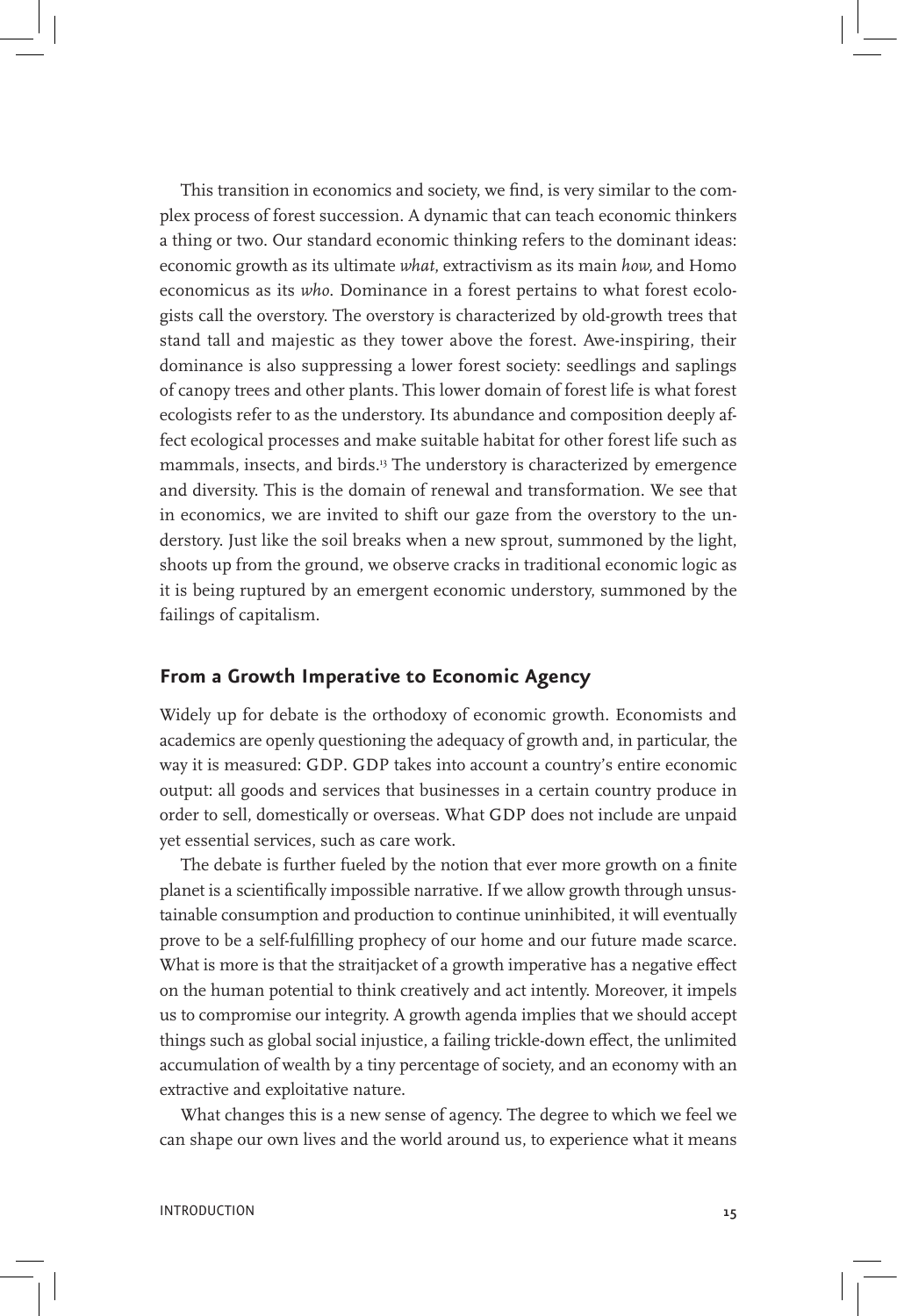This transition in economics and society, we find, is very similar to the complex process of forest succession. A dynamic that can teach economic thinkers a thing or two. Our standard economic thinking refers to the dominant ideas: economic growth as its ultimate *what*, extractivism as its main *how,* and Homo economicus as its *who*. Dominance in a forest pertains to what forest ecologists call the overstory. The overstory is characterized by old-growth trees that stand tall and majestic as they tower above the forest. Awe-inspiring, their dominance is also suppressing a lower forest society: seedlings and saplings of canopy trees and other plants. This lower domain of forest life is what forest ecologists refer to as the understory. Its abundance and composition deeply affect ecological processes and make suitable habitat for other forest life such as mammals, insects, and birds.[13] The understory is characterized by emergence and diversity. This is the domain of renewal and transformation. We see that in economics, we are invited to shift our gaze from the overstory to the understory. Just like the soil breaks when a new sprout, summoned by the light, shoots up from the ground, we observe cracks in traditional economic logic as it is being ruptured by an emergent economic understory, summoned by the failings of capitalism.

## From a Growth Imperative to Economic Agency

Widely up for debate is the orthodoxy of economic growth. Economists and academics are openly questioning the adequacy of growth and, in particular, the way it is measured: GDP. GDP takes into account a country's entire economic output: all goods and services that businesses in a certain country produce in order to sell, domestically or overseas. What GDP does not include are unpaid yet essential services, such as care work.

The debate is further fueled by the notion that ever more growth on a finite planet is a scientifically impossible narrative. If we allow growth through unsustainable consumption and production to continue uninhibited, it will eventually prove to be a self-fulfilling prophecy of our home and our future made scarce. What is more is that the straitjacket of a growth imperative has a negative effect on the human potential to think creatively and act intently. Moreover, it impels us to compromise our integrity. A growth agenda implies that we should accept things such as global social injustice, a failing trickle-down effect, the unlimited accumulation of wealth by a tiny percentage of society, and an economy with an extractive and exploitative nature.

What changes this is a new sense of agency. The degree to which we feel we can shape our own lives and the world around us, to experience what it means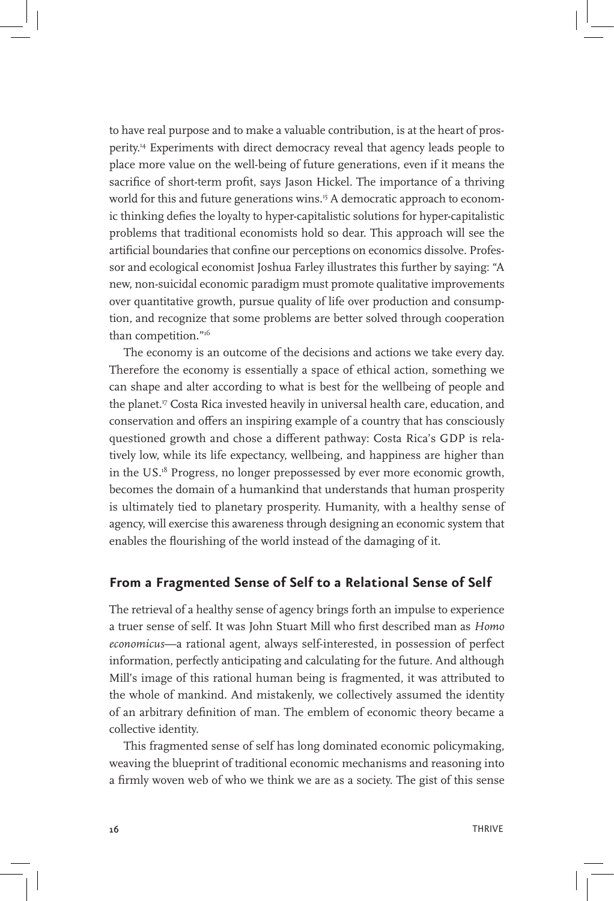to have real purpose and to make a valuable contribution, is at the heart of prosperity.[14] Experiments with direct democracy reveal that agency leads people to place more value on the well-being of future generations, even if it means the sacrifice of short-term profit, says Jason Hickel. The importance of a thriving world for this and future generations wins.[15] A democratic approach to economic thinking defies the loyalty to hyper-capitalistic solutions for hyper-capitalistic problems that traditional economists hold so dear. This approach will see the artificial boundaries that confine our perceptions on economics dissolve. Professor and ecological economist Joshua Farley illustrates this further by saying: "A new, non-suicidal economic paradigm must promote qualitative improvements over quantitative growth, pursue quality of life over production and consumption, and recognize that some problems are better solved through cooperation than competition."[16]

The economy is an outcome of the decisions and actions we take every day. Therefore the economy is essentially a space of ethical action, something we can shape and alter according to what is best for the wellbeing of people and the planet.[17] Costa Rica invested heavily in universal health care, education, and conservation and offers an inspiring example of a country that has consciously questioned growth and chose a different pathway: Costa Rica's GDP is relatively low, while its life expectancy, wellbeing, and happiness are higher than in the US.[18] Progress, no longer prepossessed by ever more economic growth, becomes the domain of a humankind that understands that human prosperity is ultimately tied to planetary prosperity. Humanity, with a healthy sense of agency, will exercise this awareness through designing an economic system that enables the flourishing of the world instead of the damaging of it.

## From a Fragmented Sense of Self to a Relational Sense of Self

The retrieval of a healthy sense of agency brings forth an impulse to experience a truer sense of self. It was John Stuart Mill who first described man as *Homo economicus*—a rational agent, always self-interested, in possession of perfect information, perfectly anticipating and calculating for the future. And although Mill's image of this rational human being is fragmented, it was attributed to the whole of mankind. And mistakenly, we collectively assumed the identity of an arbitrary definition of man. The emblem of economic theory became a collective identity.

This fragmented sense of self has long dominated economic policymaking, weaving the blueprint of traditional economic mechanisms and reasoning into a firmly woven web of who we think we are as a society. The gist of this sense